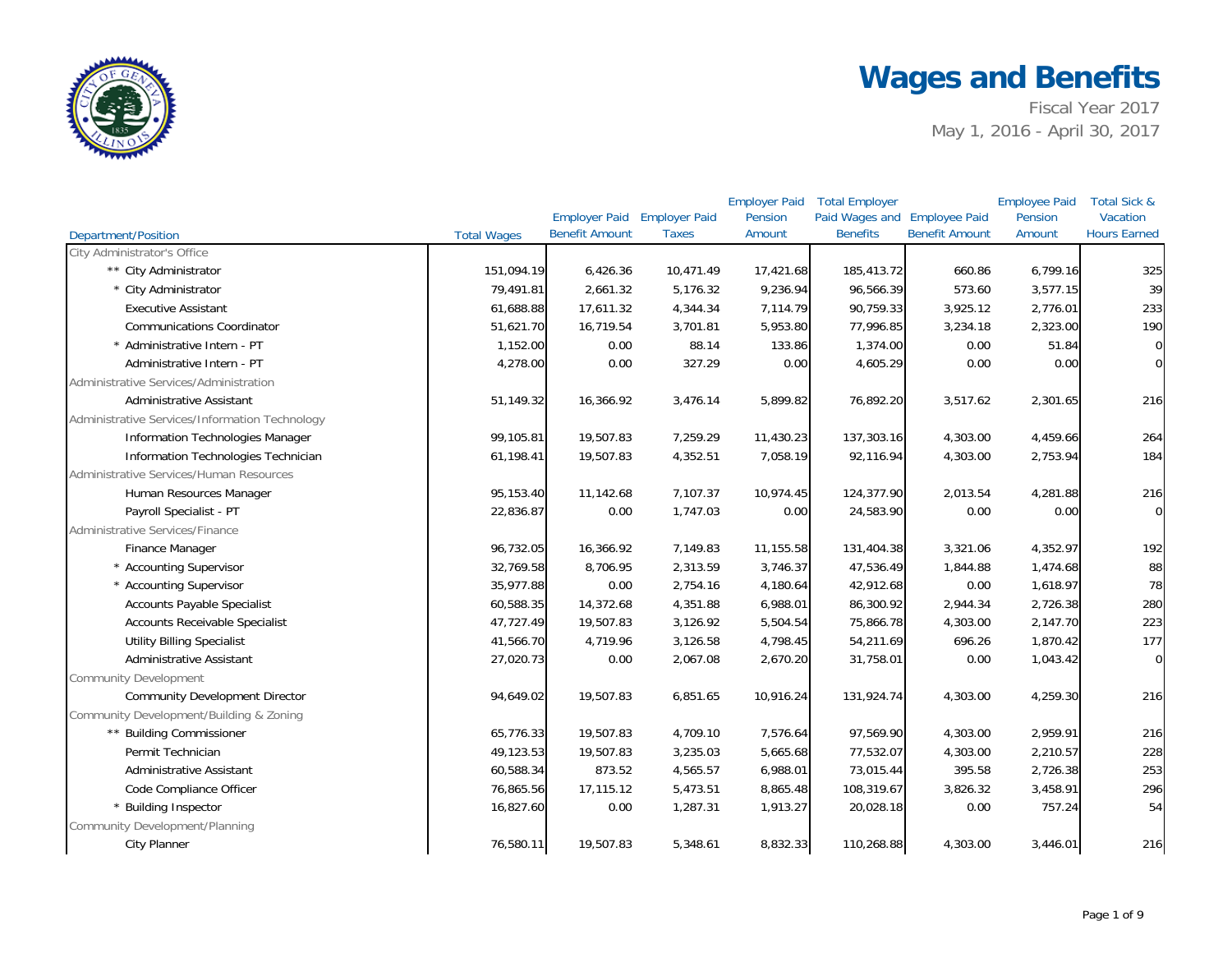# Wages and Benefits

Fiscal Year 2017

May 1, 2016 - April 30, 2017

| Department/Position | Total Wages | Employer Paid Benefit Amount | Employer Paid Taxes | Employer Paid Pension Amount | Total Employer Paid Wages and Benefits | Employee Paid Benefit Amount | Employee Paid Pension Amount | Total Sick & Vacation Hours Earned |
|---|---|---|---|---|---|---|---|---|
| City Administrator's Office | | | | | | | | |
| ** City Administrator | 151,094.19 | 6,426.36 | 10,471.49 | 17,421.68 | 185,413.72 | 660.86 | 6,799.16 | 325 |
| * City Administrator | 79,491.81 | 2,661.32 | 5,176.32 | 9,236.94 | 96,566.39 | 573.60 | 3,577.15 | 39 |
| Executive Assistant | 61,688.88 | 17,611.32 | 4,344.34 | 7,114.79 | 90,759.33 | 3,925.12 | 2,776.01 | 233 |
| Communications Coordinator | 51,621.70 | 16,719.54 | 3,701.81 | 5,953.80 | 77,996.85 | 3,234.18 | 2,323.00 | 190 |
| * Administrative Intern - PT | 1,152.00 | 0.00 | 88.14 | 133.86 | 1,374.00 | 0.00 | 51.84 | 0 |
| Administrative Intern - PT | 4,278.00 | 0.00 | 327.29 | 0.00 | 4,605.29 | 0.00 | 0.00 | 0 |
| Administrative Services/Administration | | | | | | | | |
| Administrative Assistant | 51,149.32 | 16,366.92 | 3,476.14 | 5,899.82 | 76,892.20 | 3,517.62 | 2,301.65 | 216 |
| Administrative Services/Information Technology | | | | | | | | |
| Information Technologies Manager | 99,105.81 | 19,507.83 | 7,259.29 | 11,430.23 | 137,303.16 | 4,303.00 | 4,459.66 | 264 |
| Information Technologies Technician | 61,198.41 | 19,507.83 | 4,352.51 | 7,058.19 | 92,116.94 | 4,303.00 | 2,753.94 | 184 |
| Administrative Services/Human Resources | | | | | | | | |
| Human Resources Manager | 95,153.40 | 11,142.68 | 7,107.37 | 10,974.45 | 124,377.90 | 2,013.54 | 4,281.88 | 216 |
| Payroll Specialist - PT | 22,836.87 | 0.00 | 1,747.03 | 0.00 | 24,583.90 | 0.00 | 0.00 | 0 |
| Administrative Services/Finance | | | | | | | | |
| Finance Manager | 96,732.05 | 16,366.92 | 7,149.83 | 11,155.58 | 131,404.38 | 3,321.06 | 4,352.97 | 192 |
| * Accounting Supervisor | 32,769.58 | 8,706.95 | 2,313.59 | 3,746.37 | 47,536.49 | 1,844.88 | 1,474.68 | 88 |
| * Accounting Supervisor | 35,977.88 | 0.00 | 2,754.16 | 4,180.64 | 42,912.68 | 0.00 | 1,618.97 | 78 |
| Accounts Payable Specialist | 60,588.35 | 14,372.68 | 4,351.88 | 6,988.01 | 86,300.92 | 2,944.34 | 2,726.38 | 280 |
| Accounts Receivable Specialist | 47,727.49 | 19,507.83 | 3,126.92 | 5,504.54 | 75,866.78 | 4,303.00 | 2,147.70 | 223 |
| Utility Billing Specialist | 41,566.70 | 4,719.96 | 3,126.58 | 4,798.45 | 54,211.69 | 696.26 | 1,870.42 | 177 |
| Administrative Assistant | 27,020.73 | 0.00 | 2,067.08 | 2,670.20 | 31,758.01 | 0.00 | 1,043.42 | 0 |
| Community Development | | | | | | | | |
| Community Development Director | 94,649.02 | 19,507.83 | 6,851.65 | 10,916.24 | 131,924.74 | 4,303.00 | 4,259.30 | 216 |
| Community Development/Building & Zoning | | | | | | | | |
| ** Building Commissioner | 65,776.33 | 19,507.83 | 4,709.10 | 7,576.64 | 97,569.90 | 4,303.00 | 2,959.91 | 216 |
| Permit Technician | 49,123.53 | 19,507.83 | 3,235.03 | 5,665.68 | 77,532.07 | 4,303.00 | 2,210.57 | 228 |
| Administrative Assistant | 60,588.34 | 873.52 | 4,565.57 | 6,988.01 | 73,015.44 | 395.58 | 2,726.38 | 253 |
| Code Compliance Officer | 76,865.56 | 17,115.12 | 5,473.51 | 8,865.48 | 108,319.67 | 3,826.32 | 3,458.91 | 296 |
| * Building Inspector | 16,827.60 | 0.00 | 1,287.31 | 1,913.27 | 20,028.18 | 0.00 | 757.24 | 54 |
| Community Development/Planning | | | | | | | | |
| City Planner | 76,580.11 | 19,507.83 | 5,348.61 | 8,832.33 | 110,268.88 | 4,303.00 | 3,446.01 | 216 |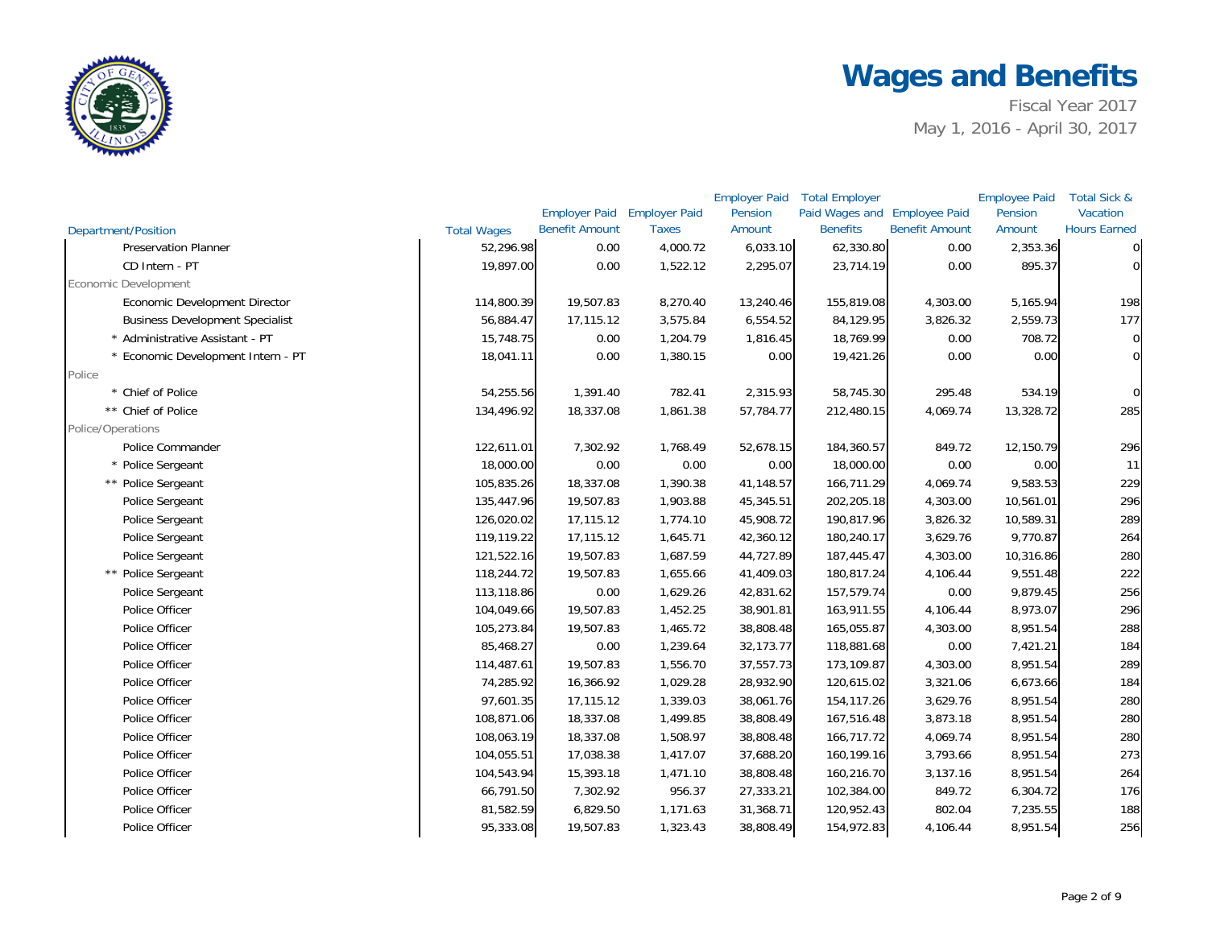# Wages and Benefits

Fiscal Year 2017
May 1, 2016 - April 30, 2017

| Department/Position | Total Wages | Employer Paid Benefit Amount | Employer Paid Taxes | Employer Paid Pension Amount | Total Employer Paid Wages and Benefits | Employee Paid Benefit Amount | Employee Paid Pension Amount | Total Sick & Vacation Hours Earned |
|---|---|---|---|---|---|---|---|---|
| Preservation Planner | 52,296.98 | 0.00 | 4,000.72 | 6,033.10 | 62,330.80 | 0.00 | 2,353.36 | 0 |
| CD Intern - PT | 19,897.00 | 0.00 | 1,522.12 | 2,295.07 | 23,714.19 | 0.00 | 895.37 | 0 |
| Economic Development | | | | | | | | |
| Economic Development Director | 114,800.39 | 19,507.83 | 8,270.40 | 13,240.46 | 155,819.08 | 4,303.00 | 5,165.94 | 198 |
| Business Development Specialist | 56,884.47 | 17,115.12 | 3,575.84 | 6,554.52 | 84,129.95 | 3,826.32 | 2,559.73 | 177 |
| * Administrative Assistant - PT | 15,748.75 | 0.00 | 1,204.79 | 1,816.45 | 18,769.99 | 0.00 | 708.72 | 0 |
| * Economic Development Intern - PT | 18,041.11 | 0.00 | 1,380.15 | 0.00 | 19,421.26 | 0.00 | 0.00 | 0 |
| Police | | | | | | | | |
| * Chief of Police | 54,255.56 | 1,391.40 | 782.41 | 2,315.93 | 58,745.30 | 295.48 | 534.19 | 0 |
| ** Chief of Police | 134,496.92 | 18,337.08 | 1,861.38 | 57,784.77 | 212,480.15 | 4,069.74 | 13,328.72 | 285 |
| Police/Operations | | | | | | | | |
| Police Commander | 122,611.01 | 7,302.92 | 1,768.49 | 52,678.15 | 184,360.57 | 849.72 | 12,150.79 | 296 |
| * Police Sergeant | 18,000.00 | 0.00 | 0.00 | 0.00 | 18,000.00 | 0.00 | 0.00 | 11 |
| ** Police Sergeant | 105,835.26 | 18,337.08 | 1,390.38 | 41,148.57 | 166,711.29 | 4,069.74 | 9,583.53 | 229 |
| Police Sergeant | 135,447.96 | 19,507.83 | 1,903.88 | 45,345.51 | 202,205.18 | 4,303.00 | 10,561.01 | 296 |
| Police Sergeant | 126,020.02 | 17,115.12 | 1,774.10 | 45,908.72 | 190,817.96 | 3,826.32 | 10,589.31 | 289 |
| Police Sergeant | 119,119.22 | 17,115.12 | 1,645.71 | 42,360.12 | 180,240.17 | 3,629.76 | 9,770.87 | 264 |
| Police Sergeant | 121,522.16 | 19,507.83 | 1,687.59 | 44,727.89 | 187,445.47 | 4,303.00 | 10,316.86 | 280 |
| ** Police Sergeant | 118,244.72 | 19,507.83 | 1,655.66 | 41,409.03 | 180,817.24 | 4,106.44 | 9,551.48 | 222 |
| Police Sergeant | 113,118.86 | 0.00 | 1,629.26 | 42,831.62 | 157,579.74 | 0.00 | 9,879.45 | 256 |
| Police Officer | 104,049.66 | 19,507.83 | 1,452.25 | 38,901.81 | 163,911.55 | 4,106.44 | 8,973.07 | 296 |
| Police Officer | 105,273.84 | 19,507.83 | 1,465.72 | 38,808.48 | 165,055.87 | 4,303.00 | 8,951.54 | 288 |
| Police Officer | 85,468.27 | 0.00 | 1,239.64 | 32,173.77 | 118,881.68 | 0.00 | 7,421.21 | 184 |
| Police Officer | 114,487.61 | 19,507.83 | 1,556.70 | 37,557.73 | 173,109.87 | 4,303.00 | 8,951.54 | 289 |
| Police Officer | 74,285.92 | 16,366.92 | 1,029.28 | 28,932.90 | 120,615.02 | 3,321.06 | 6,673.66 | 184 |
| Police Officer | 97,601.35 | 17,115.12 | 1,339.03 | 38,061.76 | 154,117.26 | 3,629.76 | 8,951.54 | 280 |
| Police Officer | 108,871.06 | 18,337.08 | 1,499.85 | 38,808.49 | 167,516.48 | 3,873.18 | 8,951.54 | 280 |
| Police Officer | 108,063.19 | 18,337.08 | 1,508.97 | 38,808.48 | 166,717.72 | 4,069.74 | 8,951.54 | 280 |
| Police Officer | 104,055.51 | 17,038.38 | 1,417.07 | 37,688.20 | 160,199.16 | 3,793.66 | 8,951.54 | 273 |
| Police Officer | 104,543.94 | 15,393.18 | 1,471.10 | 38,808.48 | 160,216.70 | 3,137.16 | 8,951.54 | 264 |
| Police Officer | 66,791.50 | 7,302.92 | 956.37 | 27,333.21 | 102,384.00 | 849.72 | 6,304.72 | 176 |
| Police Officer | 81,582.59 | 6,829.50 | 1,171.63 | 31,368.71 | 120,952.43 | 802.04 | 7,235.55 | 188 |
| Police Officer | 95,333.08 | 19,507.83 | 1,323.43 | 38,808.49 | 154,972.83 | 4,106.44 | 8,951.54 | 256 |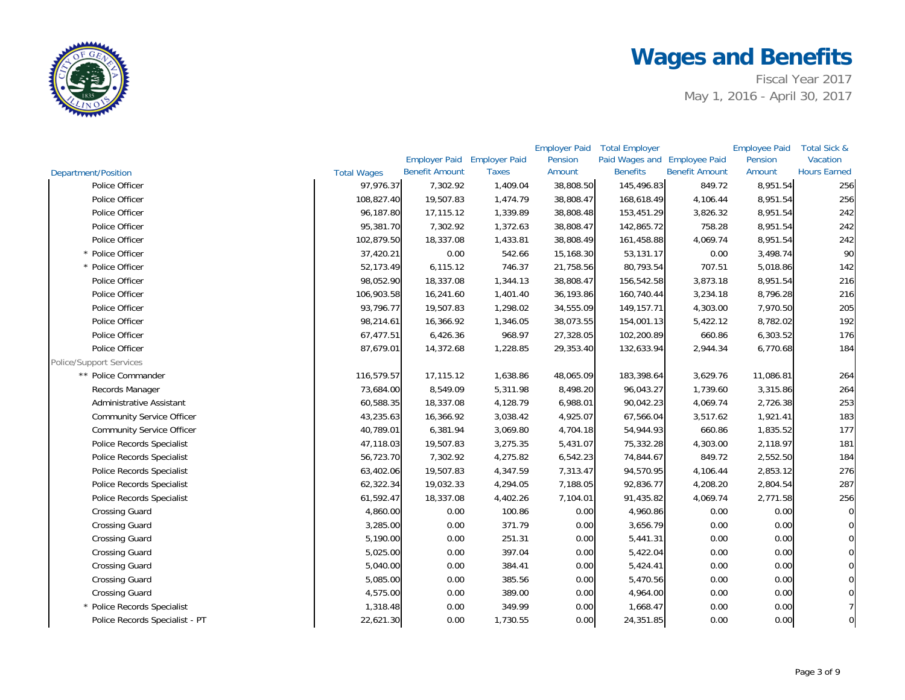# Wages and Benefits

Fiscal Year 2017
May 1, 2016 - April 30, 2017

| Department/Position | Total Wages | Employer Paid Benefit Amount | Employer Paid Taxes | Employer Paid Pension Amount | Total Employer Paid Wages and Benefits | Employee Paid Benefit Amount | Employee Paid Pension Amount | Total Sick & Vacation Hours Earned |
|---|---|---|---|---|---|---|---|---|
| Police Officer | 97,976.37 | 7,302.92 | 1,409.04 | 38,808.50 | 145,496.83 | 849.72 | 8,951.54 | 256 |
| Police Officer | 108,827.40 | 19,507.83 | 1,474.79 | 38,808.47 | 168,618.49 | 4,106.44 | 8,951.54 | 256 |
| Police Officer | 96,187.80 | 17,115.12 | 1,339.89 | 38,808.48 | 153,451.29 | 3,826.32 | 8,951.54 | 242 |
| Police Officer | 95,381.70 | 7,302.92 | 1,372.63 | 38,808.47 | 142,865.72 | 758.28 | 8,951.54 | 242 |
| Police Officer | 102,879.50 | 18,337.08 | 1,433.81 | 38,808.49 | 161,458.88 | 4,069.74 | 8,951.54 | 242 |
| * Police Officer | 37,420.21 | 0.00 | 542.66 | 15,168.30 | 53,131.17 | 0.00 | 3,498.74 | 90 |
| * Police Officer | 52,173.49 | 6,115.12 | 746.37 | 21,758.56 | 80,793.54 | 707.51 | 5,018.86 | 142 |
| Police Officer | 98,052.90 | 18,337.08 | 1,344.13 | 38,808.47 | 156,542.58 | 3,873.18 | 8,951.54 | 216 |
| Police Officer | 106,903.58 | 16,241.60 | 1,401.40 | 36,193.86 | 160,740.44 | 3,234.18 | 8,796.28 | 216 |
| Police Officer | 93,796.77 | 19,507.83 | 1,298.02 | 34,555.09 | 149,157.71 | 4,303.00 | 7,970.50 | 205 |
| Police Officer | 98,214.61 | 16,366.92 | 1,346.05 | 38,073.55 | 154,001.13 | 5,422.12 | 8,782.02 | 192 |
| Police Officer | 67,477.51 | 6,426.36 | 968.97 | 27,328.05 | 102,200.89 | 660.86 | 6,303.52 | 176 |
| Police Officer | 87,679.01 | 14,372.68 | 1,228.85 | 29,353.40 | 132,633.94 | 2,944.34 | 6,770.68 | 184 |
| Police/Support Services | | | | | | | | |
| ** Police Commander | 116,579.57 | 17,115.12 | 1,638.86 | 48,065.09 | 183,398.64 | 3,629.76 | 11,086.81 | 264 |
| Records Manager | 73,684.00 | 8,549.09 | 5,311.98 | 8,498.20 | 96,043.27 | 1,739.60 | 3,315.86 | 264 |
| Administrative Assistant | 60,588.35 | 18,337.08 | 4,128.79 | 6,988.01 | 90,042.23 | 4,069.74 | 2,726.38 | 253 |
| Community Service Officer | 43,235.63 | 16,366.92 | 3,038.42 | 4,925.07 | 67,566.04 | 3,517.62 | 1,921.41 | 183 |
| Community Service Officer | 40,789.01 | 6,381.94 | 3,069.80 | 4,704.18 | 54,944.93 | 660.86 | 1,835.52 | 177 |
| Police Records Specialist | 47,118.03 | 19,507.83 | 3,275.35 | 5,431.07 | 75,332.28 | 4,303.00 | 2,118.97 | 181 |
| Police Records Specialist | 56,723.70 | 7,302.92 | 4,275.82 | 6,542.23 | 74,844.67 | 849.72 | 2,552.50 | 184 |
| Police Records Specialist | 63,402.06 | 19,507.83 | 4,347.59 | 7,313.47 | 94,570.95 | 4,106.44 | 2,853.12 | 276 |
| Police Records Specialist | 62,322.34 | 19,032.33 | 4,294.05 | 7,188.05 | 92,836.77 | 4,208.20 | 2,804.54 | 287 |
| Police Records Specialist | 61,592.47 | 18,337.08 | 4,402.26 | 7,104.01 | 91,435.82 | 4,069.74 | 2,771.58 | 256 |
| Crossing Guard | 4,860.00 | 0.00 | 100.86 | 0.00 | 4,960.86 | 0.00 | 0.00 | 0 |
| Crossing Guard | 3,285.00 | 0.00 | 371.79 | 0.00 | 3,656.79 | 0.00 | 0.00 | 0 |
| Crossing Guard | 5,190.00 | 0.00 | 251.31 | 0.00 | 5,441.31 | 0.00 | 0.00 | 0 |
| Crossing Guard | 5,025.00 | 0.00 | 397.04 | 0.00 | 5,422.04 | 0.00 | 0.00 | 0 |
| Crossing Guard | 5,040.00 | 0.00 | 384.41 | 0.00 | 5,424.41 | 0.00 | 0.00 | 0 |
| Crossing Guard | 5,085.00 | 0.00 | 385.56 | 0.00 | 5,470.56 | 0.00 | 0.00 | 0 |
| Crossing Guard | 4,575.00 | 0.00 | 389.00 | 0.00 | 4,964.00 | 0.00 | 0.00 | 0 |
| * Police Records Specialist | 1,318.48 | 0.00 | 349.99 | 0.00 | 1,668.47 | 0.00 | 0.00 | 7 |
| Police Records Specialist - PT | 22,621.30 | 0.00 | 1,730.55 | 0.00 | 24,351.85 | 0.00 | 0.00 | 0 |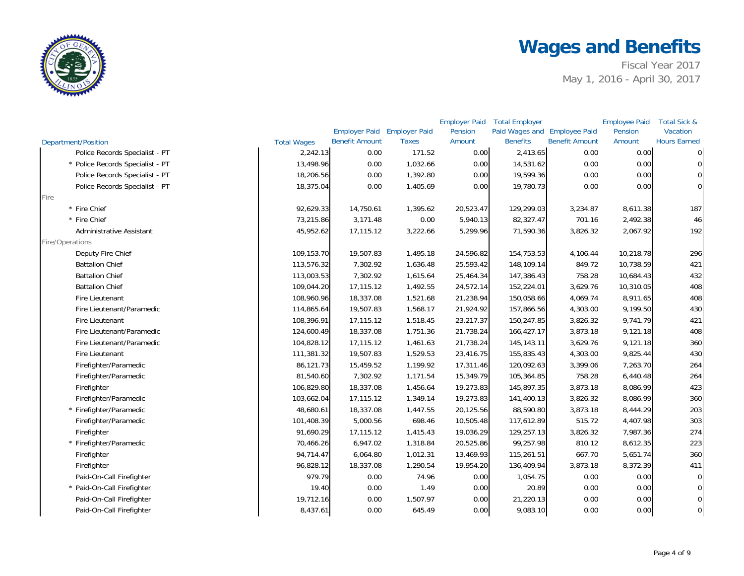# Wages and Benefits

Fiscal Year 2017

May 1, 2016 - April 30, 2017

| Department/Position | Total Wages | Employer Paid Benefit Amount | Employer Paid Taxes | Employer Paid Pension Amount | Total Employer Paid Wages and Benefits | Employee Paid Benefit Amount | Employee Paid Pension Amount | Total Sick & Vacation Hours Earned |
|---|---|---|---|---|---|---|---|---|
| Police Records Specialist - PT | 2,242.13 | 0.00 | 171.52 | 0.00 | 2,413.65 | 0.00 | 0.00 | 0 |
| * Police Records Specialist - PT | 13,498.96 | 0.00 | 1,032.66 | 0.00 | 14,531.62 | 0.00 | 0.00 | 0 |
| Police Records Specialist - PT | 18,206.56 | 0.00 | 1,392.80 | 0.00 | 19,599.36 | 0.00 | 0.00 | 0 |
| Police Records Specialist - PT | 18,375.04 | 0.00 | 1,405.69 | 0.00 | 19,780.73 | 0.00 | 0.00 | 0 |
| Fire | | | | | | | | |
| * Fire Chief | 92,629.33 | 14,750.61 | 1,395.62 | 20,523.47 | 129,299.03 | 3,234.87 | 8,611.38 | 187 |
| * Fire Chief | 73,215.86 | 3,171.48 | 0.00 | 5,940.13 | 82,327.47 | 701.16 | 2,492.38 | 46 |
| Administrative Assistant | 45,952.62 | 17,115.12 | 3,222.66 | 5,299.96 | 71,590.36 | 3,826.32 | 2,067.92 | 192 |
| Fire/Operations | | | | | | | | |
| Deputy Fire Chief | 109,153.70 | 19,507.83 | 1,495.18 | 24,596.82 | 154,753.53 | 4,106.44 | 10,218.78 | 296 |
| Battalion Chief | 113,576.32 | 7,302.92 | 1,636.48 | 25,593.42 | 148,109.14 | 849.72 | 10,738.59 | 421 |
| Battalion Chief | 113,003.53 | 7,302.92 | 1,615.64 | 25,464.34 | 147,386.43 | 758.28 | 10,684.43 | 432 |
| Battalion Chief | 109,044.20 | 17,115.12 | 1,492.55 | 24,572.14 | 152,224.01 | 3,629.76 | 10,310.05 | 408 |
| Fire Lieutenant | 108,960.96 | 18,337.08 | 1,521.68 | 21,238.94 | 150,058.66 | 4,069.74 | 8,911.65 | 408 |
| Fire Lieutenant/Paramedic | 114,865.64 | 19,507.83 | 1,568.17 | 21,924.92 | 157,866.56 | 4,303.00 | 9,199.50 | 430 |
| Fire Lieutenant | 108,396.91 | 17,115.12 | 1,518.45 | 23,217.37 | 150,247.85 | 3,826.32 | 9,741.79 | 421 |
| Fire Lieutenant/Paramedic | 124,600.49 | 18,337.08 | 1,751.36 | 21,738.24 | 166,427.17 | 3,873.18 | 9,121.18 | 408 |
| Fire Lieutenant/Paramedic | 104,828.12 | 17,115.12 | 1,461.63 | 21,738.24 | 145,143.11 | 3,629.76 | 9,121.18 | 360 |
| Fire Lieutenant | 111,381.32 | 19,507.83 | 1,529.53 | 23,416.75 | 155,835.43 | 4,303.00 | 9,825.44 | 430 |
| Firefighter/Paramedic | 86,121.73 | 15,459.52 | 1,199.92 | 17,311.46 | 120,092.63 | 3,399.06 | 7,263.70 | 264 |
| Firefighter/Paramedic | 81,540.60 | 7,302.92 | 1,171.54 | 15,349.79 | 105,364.85 | 758.28 | 6,440.48 | 264 |
| Firefighter | 106,829.80 | 18,337.08 | 1,456.64 | 19,273.83 | 145,897.35 | 3,873.18 | 8,086.99 | 423 |
| Firefighter/Paramedic | 103,662.04 | 17,115.12 | 1,349.14 | 19,273.83 | 141,400.13 | 3,826.32 | 8,086.99 | 360 |
| * Firefighter/Paramedic | 48,680.61 | 18,337.08 | 1,447.55 | 20,125.56 | 88,590.80 | 3,873.18 | 8,444.29 | 203 |
| Firefighter/Paramedic | 101,408.39 | 5,000.56 | 698.46 | 10,505.48 | 117,612.89 | 515.72 | 4,407.98 | 303 |
| Firefighter | 91,690.29 | 17,115.12 | 1,415.43 | 19,036.29 | 129,257.13 | 3,826.32 | 7,987.36 | 274 |
| * Firefighter/Paramedic | 70,466.26 | 6,947.02 | 1,318.84 | 20,525.86 | 99,257.98 | 810.12 | 8,612.35 | 223 |
| Firefighter | 94,714.47 | 6,064.80 | 1,012.31 | 13,469.93 | 115,261.51 | 667.70 | 5,651.74 | 360 |
| Firefighter | 96,828.12 | 18,337.08 | 1,290.54 | 19,954.20 | 136,409.94 | 3,873.18 | 8,372.39 | 411 |
| Paid-On-Call Firefighter | 979.79 | 0.00 | 74.96 | 0.00 | 1,054.75 | 0.00 | 0.00 | 0 |
| * Paid-On-Call Firefighter | 19.40 | 0.00 | 1.49 | 0.00 | 20.89 | 0.00 | 0.00 | 0 |
| Paid-On-Call Firefighter | 19,712.16 | 0.00 | 1,507.97 | 0.00 | 21,220.13 | 0.00 | 0.00 | 0 |
| Paid-On-Call Firefighter | 8,437.61 | 0.00 | 645.49 | 0.00 | 9,083.10 | 0.00 | 0.00 | 0 |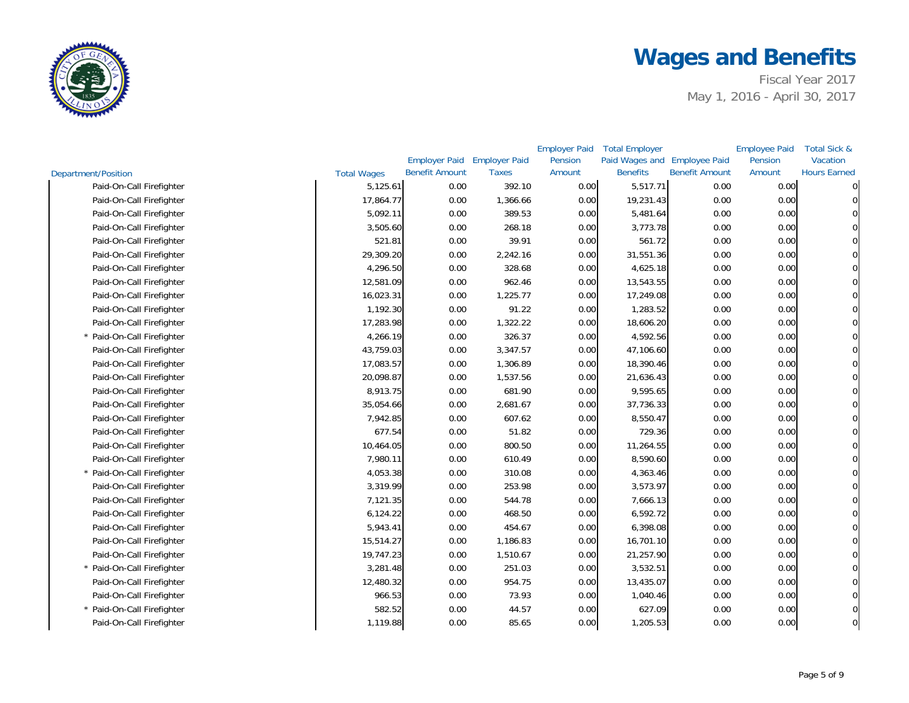# Wages and Benefits

Fiscal Year 2017
May 1, 2016 - April 30, 2017

| Department/Position | Total Wages | Employer Paid Benefit Amount | Employer Paid Taxes | Employer Paid Pension Amount | Total Employer Paid Wages and Benefits | Employee Paid Benefit Amount | Employee Paid Pension Amount | Total Sick & Vacation Hours Earned |
|---|---|---|---|---|---|---|---|---|
| Paid-On-Call Firefighter | 5,125.61 | 0.00 | 392.10 | 0.00 | 5,517.71 | 0.00 | 0.00 | 0 |
| Paid-On-Call Firefighter | 17,864.77 | 0.00 | 1,366.66 | 0.00 | 19,231.43 | 0.00 | 0.00 | 0 |
| Paid-On-Call Firefighter | 5,092.11 | 0.00 | 389.53 | 0.00 | 5,481.64 | 0.00 | 0.00 | 0 |
| Paid-On-Call Firefighter | 3,505.60 | 0.00 | 268.18 | 0.00 | 3,773.78 | 0.00 | 0.00 | 0 |
| Paid-On-Call Firefighter | 521.81 | 0.00 | 39.91 | 0.00 | 561.72 | 0.00 | 0.00 | 0 |
| Paid-On-Call Firefighter | 29,309.20 | 0.00 | 2,242.16 | 0.00 | 31,551.36 | 0.00 | 0.00 | 0 |
| Paid-On-Call Firefighter | 4,296.50 | 0.00 | 328.68 | 0.00 | 4,625.18 | 0.00 | 0.00 | 0 |
| Paid-On-Call Firefighter | 12,581.09 | 0.00 | 962.46 | 0.00 | 13,543.55 | 0.00 | 0.00 | 0 |
| Paid-On-Call Firefighter | 16,023.31 | 0.00 | 1,225.77 | 0.00 | 17,249.08 | 0.00 | 0.00 | 0 |
| Paid-On-Call Firefighter | 1,192.30 | 0.00 | 91.22 | 0.00 | 1,283.52 | 0.00 | 0.00 | 0 |
| Paid-On-Call Firefighter | 17,283.98 | 0.00 | 1,322.22 | 0.00 | 18,606.20 | 0.00 | 0.00 | 0 |
| * Paid-On-Call Firefighter | 4,266.19 | 0.00 | 326.37 | 0.00 | 4,592.56 | 0.00 | 0.00 | 0 |
| Paid-On-Call Firefighter | 43,759.03 | 0.00 | 3,347.57 | 0.00 | 47,106.60 | 0.00 | 0.00 | 0 |
| Paid-On-Call Firefighter | 17,083.57 | 0.00 | 1,306.89 | 0.00 | 18,390.46 | 0.00 | 0.00 | 0 |
| Paid-On-Call Firefighter | 20,098.87 | 0.00 | 1,537.56 | 0.00 | 21,636.43 | 0.00 | 0.00 | 0 |
| Paid-On-Call Firefighter | 8,913.75 | 0.00 | 681.90 | 0.00 | 9,595.65 | 0.00 | 0.00 | 0 |
| Paid-On-Call Firefighter | 35,054.66 | 0.00 | 2,681.67 | 0.00 | 37,736.33 | 0.00 | 0.00 | 0 |
| Paid-On-Call Firefighter | 7,942.85 | 0.00 | 607.62 | 0.00 | 8,550.47 | 0.00 | 0.00 | 0 |
| Paid-On-Call Firefighter | 677.54 | 0.00 | 51.82 | 0.00 | 729.36 | 0.00 | 0.00 | 0 |
| Paid-On-Call Firefighter | 10,464.05 | 0.00 | 800.50 | 0.00 | 11,264.55 | 0.00 | 0.00 | 0 |
| Paid-On-Call Firefighter | 7,980.11 | 0.00 | 610.49 | 0.00 | 8,590.60 | 0.00 | 0.00 | 0 |
| * Paid-On-Call Firefighter | 4,053.38 | 0.00 | 310.08 | 0.00 | 4,363.46 | 0.00 | 0.00 | 0 |
| Paid-On-Call Firefighter | 3,319.99 | 0.00 | 253.98 | 0.00 | 3,573.97 | 0.00 | 0.00 | 0 |
| Paid-On-Call Firefighter | 7,121.35 | 0.00 | 544.78 | 0.00 | 7,666.13 | 0.00 | 0.00 | 0 |
| Paid-On-Call Firefighter | 6,124.22 | 0.00 | 468.50 | 0.00 | 6,592.72 | 0.00 | 0.00 | 0 |
| Paid-On-Call Firefighter | 5,943.41 | 0.00 | 454.67 | 0.00 | 6,398.08 | 0.00 | 0.00 | 0 |
| Paid-On-Call Firefighter | 15,514.27 | 0.00 | 1,186.83 | 0.00 | 16,701.10 | 0.00 | 0.00 | 0 |
| Paid-On-Call Firefighter | 19,747.23 | 0.00 | 1,510.67 | 0.00 | 21,257.90 | 0.00 | 0.00 | 0 |
| * Paid-On-Call Firefighter | 3,281.48 | 0.00 | 251.03 | 0.00 | 3,532.51 | 0.00 | 0.00 | 0 |
| Paid-On-Call Firefighter | 12,480.32 | 0.00 | 954.75 | 0.00 | 13,435.07 | 0.00 | 0.00 | 0 |
| Paid-On-Call Firefighter | 966.53 | 0.00 | 73.93 | 0.00 | 1,040.46 | 0.00 | 0.00 | 0 |
| * Paid-On-Call Firefighter | 582.52 | 0.00 | 44.57 | 0.00 | 627.09 | 0.00 | 0.00 | 0 |
| Paid-On-Call Firefighter | 1,119.88 | 0.00 | 85.65 | 0.00 | 1,205.53 | 0.00 | 0.00 | 0 |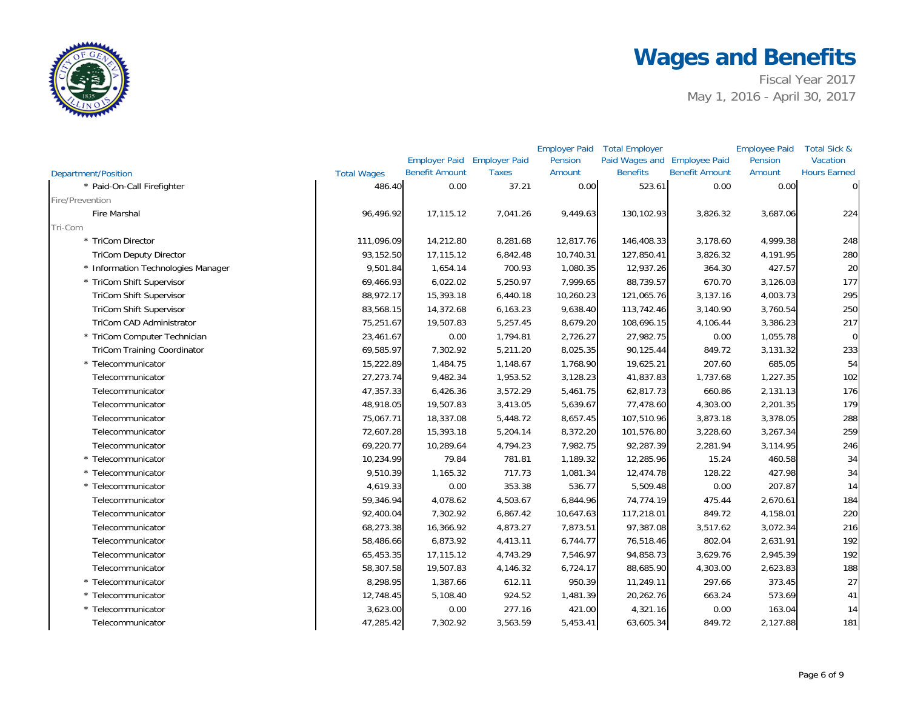# Wages and Benefits

Fiscal Year 2017

May 1, 2016 - April 30, 2017

| Department/Position | Total Wages | Employer Paid Benefit Amount | Employer Paid Taxes | Employer Paid Pension Amount | Total Employer Paid Wages and Benefits | Employee Paid Benefit Amount | Employee Paid Pension Amount | Total Sick & Vacation Hours Earned |
|---|---|---|---|---|---|---|---|---|
| * Paid-On-Call Firefighter | 486.40 | 0.00 | 37.21 | 0.00 | 523.61 | 0.00 | 0.00 | 0 |
| Fire/Prevention | | | | | | | | |
| Fire Marshal | 96,496.92 | 17,115.12 | 7,041.26 | 9,449.63 | 130,102.93 | 3,826.32 | 3,687.06 | 224 |
| Tri-Com | | | | | | | | |
| * TriCom Director | 111,096.09 | 14,212.80 | 8,281.68 | 12,817.76 | 146,408.33 | 3,178.60 | 4,999.38 | 248 |
| TriCom Deputy Director | 93,152.50 | 17,115.12 | 6,842.48 | 10,740.31 | 127,850.41 | 3,826.32 | 4,191.95 | 280 |
| * Information Technologies Manager | 9,501.84 | 1,654.14 | 700.93 | 1,080.35 | 12,937.26 | 364.30 | 427.57 | 20 |
| * TriCom Shift Supervisor | 69,466.93 | 6,022.02 | 5,250.97 | 7,999.65 | 88,739.57 | 670.70 | 3,126.03 | 177 |
| TriCom Shift Supervisor | 88,972.17 | 15,393.18 | 6,440.18 | 10,260.23 | 121,065.76 | 3,137.16 | 4,003.73 | 295 |
| TriCom Shift Supervisor | 83,568.15 | 14,372.68 | 6,163.23 | 9,638.40 | 113,742.46 | 3,140.90 | 3,760.54 | 250 |
| TriCom CAD Administrator | 75,251.67 | 19,507.83 | 5,257.45 | 8,679.20 | 108,696.15 | 4,106.44 | 3,386.23 | 217 |
| * TriCom Computer Technician | 23,461.67 | 0.00 | 1,794.81 | 2,726.27 | 27,982.75 | 0.00 | 1,055.78 | 0 |
| TriCom Training Coordinator | 69,585.97 | 7,302.92 | 5,211.20 | 8,025.35 | 90,125.44 | 849.72 | 3,131.32 | 233 |
| * Telecommunicator | 15,222.89 | 1,484.75 | 1,148.67 | 1,768.90 | 19,625.21 | 207.60 | 685.05 | 54 |
| Telecommunicator | 27,273.74 | 9,482.34 | 1,953.52 | 3,128.23 | 41,837.83 | 1,737.68 | 1,227.35 | 102 |
| Telecommunicator | 47,357.33 | 6,426.36 | 3,572.29 | 5,461.75 | 62,817.73 | 660.86 | 2,131.13 | 176 |
| Telecommunicator | 48,918.05 | 19,507.83 | 3,413.05 | 5,639.67 | 77,478.60 | 4,303.00 | 2,201.35 | 179 |
| Telecommunicator | 75,067.71 | 18,337.08 | 5,448.72 | 8,657.45 | 107,510.96 | 3,873.18 | 3,378.05 | 288 |
| Telecommunicator | 72,607.28 | 15,393.18 | 5,204.14 | 8,372.20 | 101,576.80 | 3,228.60 | 3,267.34 | 259 |
| Telecommunicator | 69,220.77 | 10,289.64 | 4,794.23 | 7,982.75 | 92,287.39 | 2,281.94 | 3,114.95 | 246 |
| * Telecommunicator | 10,234.99 | 79.84 | 781.81 | 1,189.32 | 12,285.96 | 15.24 | 460.58 | 34 |
| * Telecommunicator | 9,510.39 | 1,165.32 | 717.73 | 1,081.34 | 12,474.78 | 128.22 | 427.98 | 34 |
| * Telecommunicator | 4,619.33 | 0.00 | 353.38 | 536.77 | 5,509.48 | 0.00 | 207.87 | 14 |
| Telecommunicator | 59,346.94 | 4,078.62 | 4,503.67 | 6,844.96 | 74,774.19 | 475.44 | 2,670.61 | 184 |
| Telecommunicator | 92,400.04 | 7,302.92 | 6,867.42 | 10,647.63 | 117,218.01 | 849.72 | 4,158.01 | 220 |
| Telecommunicator | 68,273.38 | 16,366.92 | 4,873.27 | 7,873.51 | 97,387.08 | 3,517.62 | 3,072.34 | 216 |
| Telecommunicator | 58,486.66 | 6,873.92 | 4,413.11 | 6,744.77 | 76,518.46 | 802.04 | 2,631.91 | 192 |
| Telecommunicator | 65,453.35 | 17,115.12 | 4,743.29 | 7,546.97 | 94,858.73 | 3,629.76 | 2,945.39 | 192 |
| Telecommunicator | 58,307.58 | 19,507.83 | 4,146.32 | 6,724.17 | 88,685.90 | 4,303.00 | 2,623.83 | 188 |
| * Telecommunicator | 8,298.95 | 1,387.66 | 612.11 | 950.39 | 11,249.11 | 297.66 | 373.45 | 27 |
| * Telecommunicator | 12,748.45 | 5,108.40 | 924.52 | 1,481.39 | 20,262.76 | 663.24 | 573.69 | 41 |
| * Telecommunicator | 3,623.00 | 0.00 | 277.16 | 421.00 | 4,321.16 | 0.00 | 163.04 | 14 |
| Telecommunicator | 47,285.42 | 7,302.92 | 3,563.59 | 5,453.41 | 63,605.34 | 849.72 | 2,127.88 | 181 |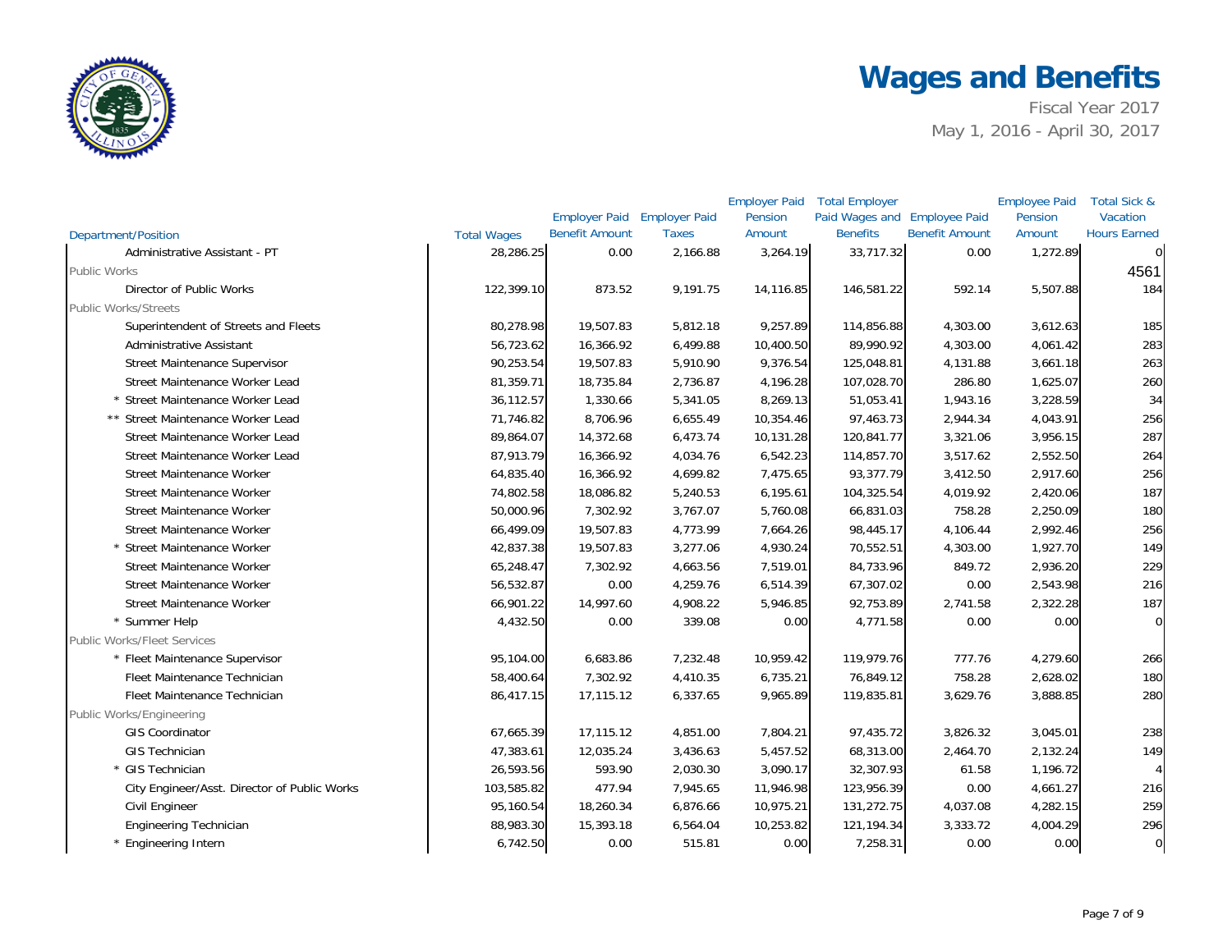# Wages and Benefits

Fiscal Year 2017
May 1, 2016 - April 30, 2017

| Department/Position | Total Wages | Employer Paid Benefit Amount | Employer Paid Taxes | Employer Paid Pension Amount | Total Employer Paid Wages and Benefits | Employee Paid Benefit Amount | Employee Paid Pension Amount | Total Sick & Vacation Hours Earned |
|---|---|---|---|---|---|---|---|---|
| Administrative Assistant - PT | 28,286.25 | 0.00 | 2,166.88 | 3,264.19 | 33,717.32 | 0.00 | 1,272.89 | 0 |
| Public Works | | | | | | | | 4561 |
| Director of Public Works | 122,399.10 | 873.52 | 9,191.75 | 14,116.85 | 146,581.22 | 592.14 | 5,507.88 | 184 |
| Public Works/Streets | | | | | | | | |
| Superintendent of Streets and Fleets | 80,278.98 | 19,507.83 | 5,812.18 | 9,257.89 | 114,856.88 | 4,303.00 | 3,612.63 | 185 |
| Administrative Assistant | 56,723.62 | 16,366.92 | 6,499.88 | 10,400.50 | 89,990.92 | 4,303.00 | 4,061.42 | 283 |
| Street Maintenance Supervisor | 90,253.54 | 19,507.83 | 5,910.90 | 9,376.54 | 125,048.81 | 4,131.88 | 3,661.18 | 263 |
| Street Maintenance Worker Lead | 81,359.71 | 18,735.84 | 2,736.87 | 4,196.28 | 107,028.70 | 286.80 | 1,625.07 | 260 |
| * Street Maintenance Worker Lead | 36,112.57 | 1,330.66 | 5,341.05 | 8,269.13 | 51,053.41 | 1,943.16 | 3,228.59 | 34 |
| ** Street Maintenance Worker Lead | 71,746.82 | 8,706.96 | 6,655.49 | 10,354.46 | 97,463.73 | 2,944.34 | 4,043.91 | 256 |
| Street Maintenance Worker Lead | 89,864.07 | 14,372.68 | 6,473.74 | 10,131.28 | 120,841.77 | 3,321.06 | 3,956.15 | 287 |
| Street Maintenance Worker Lead | 87,913.79 | 16,366.92 | 4,034.76 | 6,542.23 | 114,857.70 | 3,517.62 | 2,552.50 | 264 |
| Street Maintenance Worker | 64,835.40 | 16,366.92 | 4,699.82 | 7,475.65 | 93,377.79 | 3,412.50 | 2,917.60 | 256 |
| Street Maintenance Worker | 74,802.58 | 18,086.82 | 5,240.53 | 6,195.61 | 104,325.54 | 4,019.92 | 2,420.06 | 187 |
| Street Maintenance Worker | 50,000.96 | 7,302.92 | 3,767.07 | 5,760.08 | 66,831.03 | 758.28 | 2,250.09 | 180 |
| Street Maintenance Worker | 66,499.09 | 19,507.83 | 4,773.99 | 7,664.26 | 98,445.17 | 4,106.44 | 2,992.46 | 256 |
| * Street Maintenance Worker | 42,837.38 | 19,507.83 | 3,277.06 | 4,930.24 | 70,552.51 | 4,303.00 | 1,927.70 | 149 |
| Street Maintenance Worker | 65,248.47 | 7,302.92 | 4,663.56 | 7,519.01 | 84,733.96 | 849.72 | 2,936.20 | 229 |
| Street Maintenance Worker | 56,532.87 | 0.00 | 4,259.76 | 6,514.39 | 67,307.02 | 0.00 | 2,543.98 | 216 |
| Street Maintenance Worker | 66,901.22 | 14,997.60 | 4,908.22 | 5,946.85 | 92,753.89 | 2,741.58 | 2,322.28 | 187 |
| * Summer Help | 4,432.50 | 0.00 | 339.08 | 0.00 | 4,771.58 | 0.00 | 0.00 | 0 |
| Public Works/Fleet Services | | | | | | | | |
| * Fleet Maintenance Supervisor | 95,104.00 | 6,683.86 | 7,232.48 | 10,959.42 | 119,979.76 | 777.76 | 4,279.60 | 266 |
| Fleet Maintenance Technician | 58,400.64 | 7,302.92 | 4,410.35 | 6,735.21 | 76,849.12 | 758.28 | 2,628.02 | 180 |
| Fleet Maintenance Technician | 86,417.15 | 17,115.12 | 6,337.65 | 9,965.89 | 119,835.81 | 3,629.76 | 3,888.85 | 280 |
| Public Works/Engineering | | | | | | | | |
| GIS Coordinator | 67,665.39 | 17,115.12 | 4,851.00 | 7,804.21 | 97,435.72 | 3,826.32 | 3,045.01 | 238 |
| GIS Technician | 47,383.61 | 12,035.24 | 3,436.63 | 5,457.52 | 68,313.00 | 2,464.70 | 2,132.24 | 149 |
| * GIS Technician | 26,593.56 | 593.90 | 2,030.30 | 3,090.17 | 32,307.93 | 61.58 | 1,196.72 | 4 |
| City Engineer/Asst. Director of Public Works | 103,585.82 | 477.94 | 7,945.65 | 11,946.98 | 123,956.39 | 0.00 | 4,661.27 | 216 |
| Civil Engineer | 95,160.54 | 18,260.34 | 6,876.66 | 10,975.21 | 131,272.75 | 4,037.08 | 4,282.15 | 259 |
| Engineering Technician | 88,983.30 | 15,393.18 | 6,564.04 | 10,253.82 | 121,194.34 | 3,333.72 | 4,004.29 | 296 |
| * Engineering Intern | 6,742.50 | 0.00 | 515.81 | 0.00 | 7,258.31 | 0.00 | 0.00 | 0 |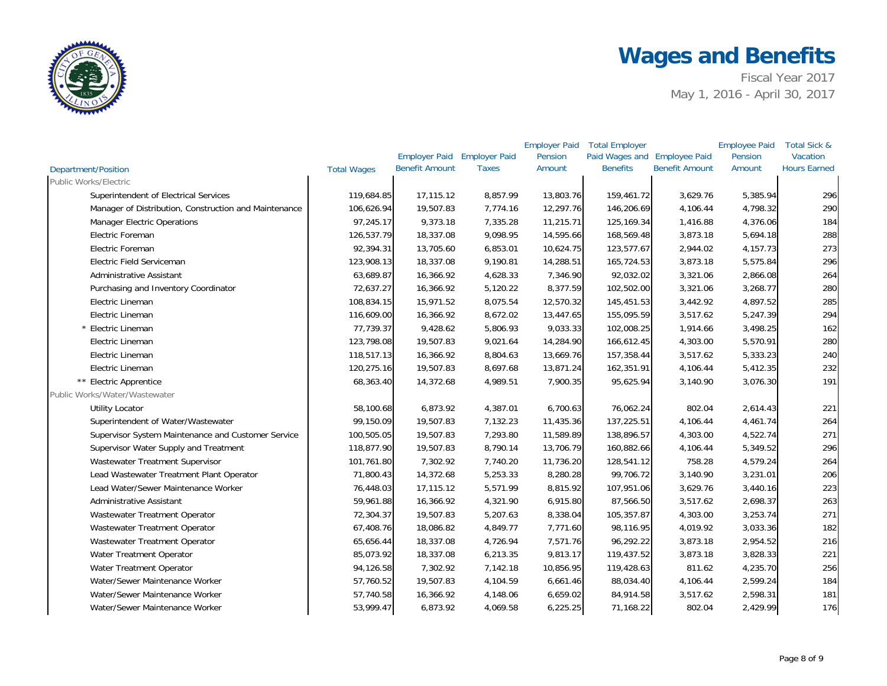# Wages and Benefits

Fiscal Year 2017
May 1, 2016 - April 30, 2017

| Department/Position | Total Wages | Employer Paid Benefit Amount | Employer Paid Taxes | Employer Paid Pension Amount | Total Employer Paid Wages and Benefits | Employee Paid Benefit Amount | Employee Paid Pension Amount | Total Sick & Vacation Hours Earned |
|---|---|---|---|---|---|---|---|---|
| Public Works/Electric | | | | | | | | |
| Superintendent of Electrical Services | 119,684.85 | 17,115.12 | 8,857.99 | 13,803.76 | 159,461.72 | 3,629.76 | 5,385.94 | 296 |
| Manager of Distribution, Construction and Maintenance | 106,626.94 | 19,507.83 | 7,774.16 | 12,297.76 | 146,206.69 | 4,106.44 | 4,798.32 | 290 |
| Manager Electric Operations | 97,245.17 | 9,373.18 | 7,335.28 | 11,215.71 | 125,169.34 | 1,416.88 | 4,376.06 | 184 |
| Electric Foreman | 126,537.79 | 18,337.08 | 9,098.95 | 14,595.66 | 168,569.48 | 3,873.18 | 5,694.18 | 288 |
| Electric Foreman | 92,394.31 | 13,705.60 | 6,853.01 | 10,624.75 | 123,577.67 | 2,944.02 | 4,157.73 | 273 |
| Electric Field Serviceman | 123,908.13 | 18,337.08 | 9,190.81 | 14,288.51 | 165,724.53 | 3,873.18 | 5,575.84 | 296 |
| Administrative Assistant | 63,689.87 | 16,366.92 | 4,628.33 | 7,346.90 | 92,032.02 | 3,321.06 | 2,866.08 | 264 |
| Purchasing and Inventory Coordinator | 72,637.27 | 16,366.92 | 5,120.22 | 8,377.59 | 102,502.00 | 3,321.06 | 3,268.77 | 280 |
| Electric Lineman | 108,834.15 | 15,971.52 | 8,075.54 | 12,570.32 | 145,451.53 | 3,442.92 | 4,897.52 | 285 |
| Electric Lineman | 116,609.00 | 16,366.92 | 8,672.02 | 13,447.65 | 155,095.59 | 3,517.62 | 5,247.39 | 294 |
| * Electric Lineman | 77,739.37 | 9,428.62 | 5,806.93 | 9,033.33 | 102,008.25 | 1,914.66 | 3,498.25 | 162 |
| Electric Lineman | 123,798.08 | 19,507.83 | 9,021.64 | 14,284.90 | 166,612.45 | 4,303.00 | 5,570.91 | 280 |
| Electric Lineman | 118,517.13 | 16,366.92 | 8,804.63 | 13,669.76 | 157,358.44 | 3,517.62 | 5,333.23 | 240 |
| Electric Lineman | 120,275.16 | 19,507.83 | 8,697.68 | 13,871.24 | 162,351.91 | 4,106.44 | 5,412.35 | 232 |
| ** Electric Apprentice | 68,363.40 | 14,372.68 | 4,989.51 | 7,900.35 | 95,625.94 | 3,140.90 | 3,076.30 | 191 |
| Public Works/Water/Wastewater | | | | | | | | |
| Utility Locator | 58,100.68 | 6,873.92 | 4,387.01 | 6,700.63 | 76,062.24 | 802.04 | 2,614.43 | 221 |
| Superintendent of Water/Wastewater | 99,150.09 | 19,507.83 | 7,132.23 | 11,435.36 | 137,225.51 | 4,106.44 | 4,461.74 | 264 |
| Supervisor System Maintenance and Customer Service | 100,505.05 | 19,507.83 | 7,293.80 | 11,589.89 | 138,896.57 | 4,303.00 | 4,522.74 | 271 |
| Supervisor Water Supply and Treatment | 118,877.90 | 19,507.83 | 8,790.14 | 13,706.79 | 160,882.66 | 4,106.44 | 5,349.52 | 296 |
| Wastewater Treatment Supervisor | 101,761.80 | 7,302.92 | 7,740.20 | 11,736.20 | 128,541.12 | 758.28 | 4,579.24 | 264 |
| Lead Wastewater Treatment Plant Operator | 71,800.43 | 14,372.68 | 5,253.33 | 8,280.28 | 99,706.72 | 3,140.90 | 3,231.01 | 206 |
| Lead Water/Sewer Maintenance Worker | 76,448.03 | 17,115.12 | 5,571.99 | 8,815.92 | 107,951.06 | 3,629.76 | 3,440.16 | 223 |
| Administrative Assistant | 59,961.88 | 16,366.92 | 4,321.90 | 6,915.80 | 87,566.50 | 3,517.62 | 2,698.37 | 263 |
| Wastewater Treatment Operator | 72,304.37 | 19,507.83 | 5,207.63 | 8,338.04 | 105,357.87 | 4,303.00 | 3,253.74 | 271 |
| Wastewater Treatment Operator | 67,408.76 | 18,086.82 | 4,849.77 | 7,771.60 | 98,116.95 | 4,019.92 | 3,033.36 | 182 |
| Wastewater Treatment Operator | 65,656.44 | 18,337.08 | 4,726.94 | 7,571.76 | 96,292.22 | 3,873.18 | 2,954.52 | 216 |
| Water Treatment Operator | 85,073.92 | 18,337.08 | 6,213.35 | 9,813.17 | 119,437.52 | 3,873.18 | 3,828.33 | 221 |
| Water Treatment Operator | 94,126.58 | 7,302.92 | 7,142.18 | 10,856.95 | 119,428.63 | 811.62 | 4,235.70 | 256 |
| Water/Sewer Maintenance Worker | 57,760.52 | 19,507.83 | 4,104.59 | 6,661.46 | 88,034.40 | 4,106.44 | 2,599.24 | 184 |
| Water/Sewer Maintenance Worker | 57,740.58 | 16,366.92 | 4,148.06 | 6,659.02 | 84,914.58 | 3,517.62 | 2,598.31 | 181 |
| Water/Sewer Maintenance Worker | 53,999.47 | 6,873.92 | 4,069.58 | 6,225.25 | 71,168.22 | 802.04 | 2,429.99 | 176 |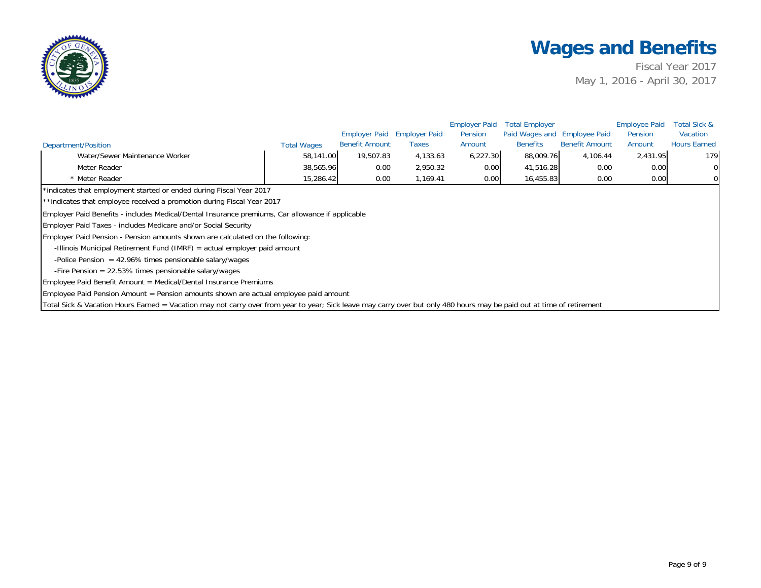# Wages and Benefits

Fiscal Year 2017

May 1, 2016 - April 30, 2017

| Department/Position | Total Wages | Employer Paid Benefit Amount | Employer Paid Taxes | Employer Paid Pension Amount | Total Employer Paid Wages and Benefits | Employee Paid Benefit Amount | Employee Paid Pension Amount | Total Sick & Vacation Hours Earned |
|---|---|---|---|---|---|---|---|---|
| Water/Sewer Maintenance Worker | 58,141.00 | 19,507.83 | 4,133.63 | 6,227.30 | 88,009.76 | 4,106.44 | 2,431.95 | 179 |
| Meter Reader | 38,565.96 | 0.00 | 2,950.32 | 0.00 | 41,516.28 | 0.00 | 0.00 | 0 |
| * Meter Reader | 15,286.42 | 0.00 | 1,169.41 | 0.00 | 16,455.83 | 0.00 | 0.00 | 0 |

*indicates that employment started or ended during Fiscal Year 2017

**indicates that employee received a promotion during Fiscal Year 2017

Employer Paid Benefits - includes Medical/Dental Insurance premiums, Car allowance if applicable

Employer Paid Taxes - includes Medicare and/or Social Security

Employer Paid Pension - Pension amounts shown are calculated on the following:

- -Illinois Municipal Retirement Fund (IMRF) = actual employer paid amount
- -Police Pension = 42.96% times pensionable salary/wages
- -Fire Pension = 22.53% times pensionable salary/wages

Employee Paid Benefit Amount = Medical/Dental Insurance Premiums

Employee Paid Pension Amount = Pension amounts shown are actual employee paid amount

Total Sick & Vacation Hours Earned = Vacation may not carry over from year to year; Sick leave may carry over but only 480 hours may be paid out at time of retirement